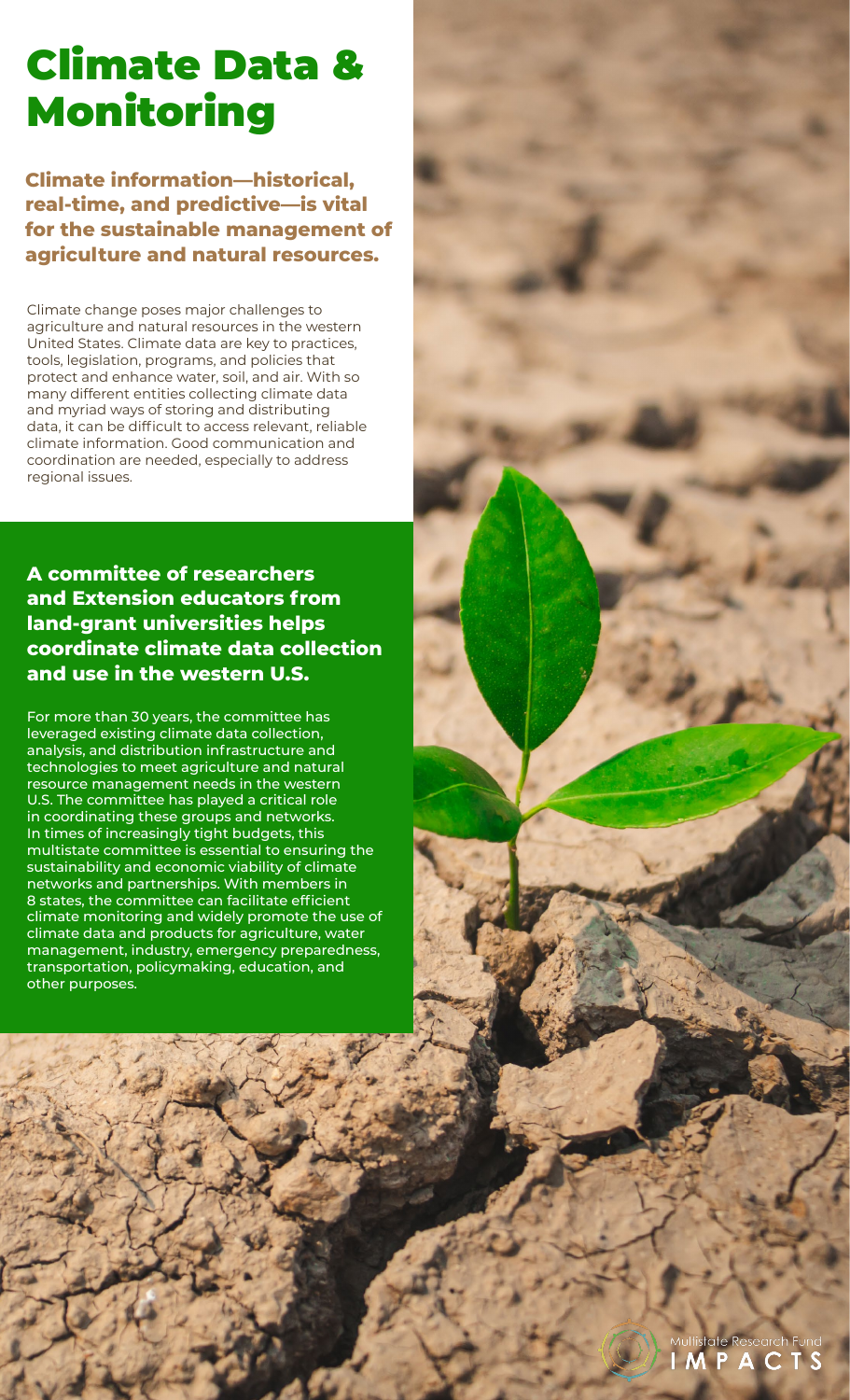# Climate Data & Monitoring

## Climate information—historical, real-time, and predictive—is vital for the sustainable management of agriculture and natural resources.

Climate change poses major challenges to agriculture and natural resources in the western United States. Climate data are key to practices, tools, legislation, programs, and policies that protect and enhance water, soil, and air. With so many different entities collecting climate data and myriad ways of storing and distributing data, it can be difficult to access relevant, reliable climate information. Good communication and coordination are needed, especially to address regional issues.

## A committee of researchers and Extension educators from land-grant universities helps coordinate climate data collection and use in the western U.S.

For more than 30 years, the committee has leveraged existing climate data collection, analysis, and distribution infrastructure and technologies to meet agriculture and natural resource management needs in the western U.S. The committee has played a critical role in coordinating these groups and networks. In times of increasingly tight budgets, this multistate committee is essential to ensuring the sustainability and economic viability of climate networks and partnerships. With members in 8 states, the committee can facilitate efficient climate monitoring and widely promote the use of climate data and products for agriculture, water management, industry, emergency preparedness, transportation, policymaking, education, and other purposes.

Multistate Research Fund IMPACTS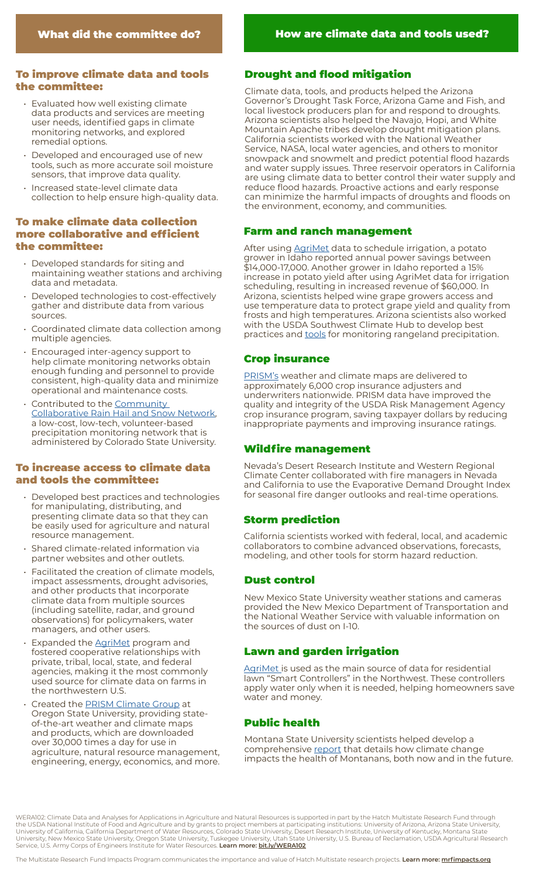## What did the committee do?

### To improve climate data and tools the committee:

- Evaluated how well existing climate data products and services are meeting user needs, identified gaps in climate monitoring networks, and explored remedial options.
- Developed and encouraged use of new tools, such as more accurate soil moisture sensors, that improve data quality.
- Increased state-level climate data collection to help ensure high-quality data.

### To make climate data collection more collaborative and efficient the committee:

- Developed standards for siting and maintaining weather stations and archiving data and metadata.
- Developed technologies to cost-effectively gather and distribute data from various sources.
- Coordinated climate data collection among multiple agencies.
- Encouraged inter-agency support to help climate monitoring networks obtain enough funding and personnel to provide consistent, high-quality data and minimize operational and maintenance costs.
- Contributed to the Community Collaborative Rain Hail and Snow Network, a low-cost, low-tech, volunteer-based precipitation monitoring network that is administered by Colorado State University.

### To increase access to climate data and tools the committee:

- Developed best practices and technologies for manipulating, distributing, and presenting climate data so that they can be easily used for agriculture and natural resource management.
- Shared climate-related information via partner websites and other outlets.
- Facilitated the creation of climate models, impact assessments, drought advisories, and other products that incorporate climate data from multiple sources (including satellite, radar, and ground observations) for policymakers, water managers, and other users.
- Expanded the AgriMet program and fostered cooperative relationships with private, tribal, local, state, and federal agencies, making it the most commonly used source for climate data on farms in the northwestern U.S.
- Created the PRISM Climate Group at Oregon State University, providing state-of-the-art weather and climate maps and products, which are downloaded over 30,000 times a day for use in agriculture, natural resource management, engineering, energy, economics, and more.

## How are climate data and tools used?

### Drought and flood mitigation

Climate data, tools, and products helped the Arizona Governor's Drought Task Force, Arizona Game and Fish, and local livestock producers plan for and respond to droughts. Arizona scientists also helped the Navajo, Hopi, and White Mountain Apache tribes develop drought mitigation plans. California scientists worked with the National Weather Service, NASA, local water agencies, and others to monitor snowpack and snowmelt and predict potential flood hazards and water supply issues. Three reservoir operators in California are using climate data to better control their water supply and reduce flood hazards. Proactive actions and early response can minimize the harmful impacts of droughts and floods on the environment, economy, and communities.

### Farm and ranch management

After using AgriMet data to schedule irrigation, a potato grower in Idaho reported annual power savings between $14,000-17,000. Another grower in Idaho reported a 15% increase in potato yield after using AgriMet data for irrigation scheduling, resulting in increased revenue of $60,000. In Arizona, scientists helped wine grape growers access and use temperature data to protect grape yield and quality from frosts and high temperatures. Arizona scientists also worked with the USDA Southwest Climate Hub to develop best practices and tools for monitoring rangeland precipitation.

### Crop insurance

PRISM's weather and climate maps are delivered to approximately 6,000 crop insurance adjusters and underwriters nationwide. PRISM data have improved the quality and integrity of the USDA Risk Management Agency crop insurance program, saving taxpayer dollars by reducing inappropriate payments and improving insurance ratings.

### Wildfire management

Nevada's Desert Research Institute and Western Regional Climate Center collaborated with fire managers in Nevada and California to use the Evaporative Demand Drought Index for seasonal fire danger outlooks and real-time operations.

### Storm prediction

California scientists worked with federal, local, and academic collaborators to combine advanced observations, forecasts, modeling, and other tools for storm hazard reduction.

### Dust control

New Mexico State University weather stations and cameras provided the New Mexico Department of Transportation and the National Weather Service with valuable information on the sources of dust on I-10.

### Lawn and garden irrigation

AgriMet is used as the main source of data for residential lawn "Smart Controllers" in the Northwest. These controllers apply water only when it is needed, helping homeowners save water and money.

### Public health

Montana State University scientists helped develop a comprehensive report that details how climate change impacts the health of Montanans, both now and in the future.

WERA102: Climate Data and Analyses for Applications in Agriculture and Natural Resources is supported in part by the Hatch Multistate Research Fund through the USDA National Institute of Food and Agriculture and by grants to project members at participating institutions: University of Arizona, Arizona State University, University of California, California Department of Water Resources, Colorado State University, Desert Research Institute, University of Kentucky, Montana State University, New Mexico State University, Oregon State University, Tuskegee University, Utah State University, U.S. Bureau of Reclamation, USDA Agricultural Research Service, U.S. Army Corps of Engineers Institute for Water Resources. **Learn more: bit.ly/WERA102**

The Multistate Research Fund Impacts Program communicates the importance and value of Hatch Multistate research projects. **Learn more: mrfimpacts.org**